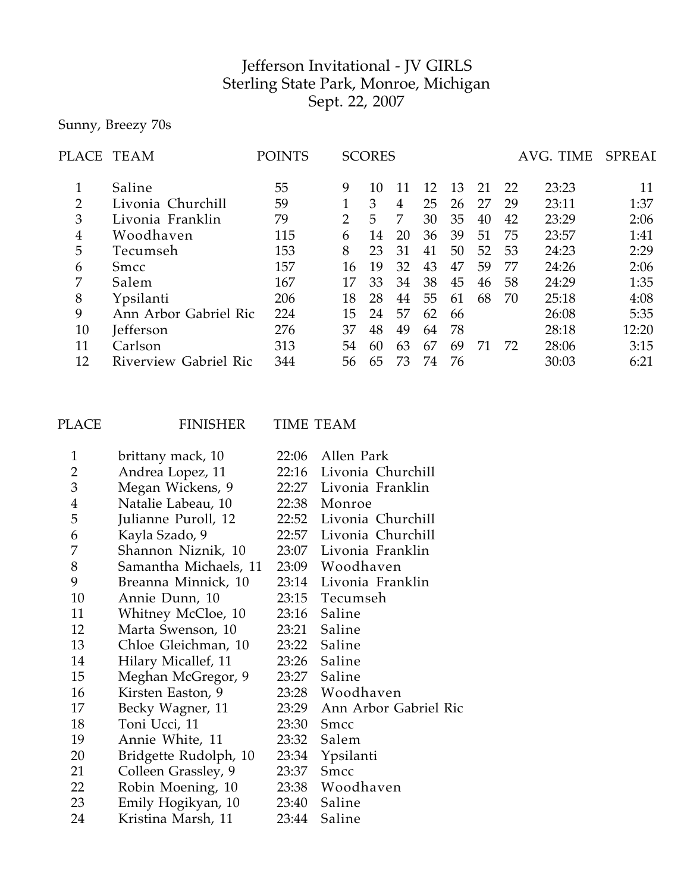# Jefferson Invitational - JV GIRLS
## Sterling State Park, Monroe, Michigan
## Sept. 22, 2007

Sunny, Breezy 70s

| PLACE | TEAM | POINTS | SCORES | | | | | | | AVG. TIME | SPREAD |
|---|---|---|---|---|---|---|---|---|---|---|---|
| 1 | Saline | 55 | 9 | 10 | 11 | 12 | 13 | 21 | 22 | 23:23 | 11 |
| 2 | Livonia Churchill | 59 | 1 | 3 | 4 | 25 | 26 | 27 | 29 | 23:11 | 1:37 |
| 3 | Livonia Franklin | 79 | 2 | 5 | 7 | 30 | 35 | 40 | 42 | 23:29 | 2:06 |
| 4 | Woodhaven | 115 | 6 | 14 | 20 | 36 | 39 | 51 | 75 | 23:57 | 1:41 |
| 5 | Tecumseh | 153 | 8 | 23 | 31 | 41 | 50 | 52 | 53 | 24:23 | 2:29 |
| 6 | Smcc | 157 | 16 | 19 | 32 | 43 | 47 | 59 | 77 | 24:26 | 2:06 |
| 7 | Salem | 167 | 17 | 33 | 34 | 38 | 45 | 46 | 58 | 24:29 | 1:35 |
| 8 | Ypsilanti | 206 | 18 | 28 | 44 | 55 | 61 | 68 | 70 | 25:18 | 4:08 |
| 9 | Ann Arbor Gabriel Ric | 224 | 15 | 24 | 57 | 62 | 66 | | | 26:08 | 5:35 |
| 10 | Jefferson | 276 | 37 | 48 | 49 | 64 | 78 | | | 28:18 | 12:20 |
| 11 | Carlson | 313 | 54 | 60 | 63 | 67 | 69 | 71 | 72 | 28:06 | 3:15 |
| 12 | Riverview Gabriel Ric | 344 | 56 | 65 | 73 | 74 | 76 | | | 30:03 | 6:21 |

| PLACE | FINISHER | TIME | TEAM |
|---|---|---|---|
| 1 | brittany mack, 10 | 22:06 | Allen Park |
| 2 | Andrea Lopez, 11 | 22:16 | Livonia Churchill |
| 3 | Megan Wickens, 9 | 22:27 | Livonia Franklin |
| 4 | Natalie Labeau, 10 | 22:38 | Monroe |
| 5 | Julianne Puroll, 12 | 22:52 | Livonia Churchill |
| 6 | Kayla Szado, 9 | 22:57 | Livonia Churchill |
| 7 | Shannon Niznik, 10 | 23:07 | Livonia Franklin |
| 8 | Samantha Michaels, 11 | 23:09 | Woodhaven |
| 9 | Breanna Minnick, 10 | 23:14 | Livonia Franklin |
| 10 | Annie Dunn, 10 | 23:15 | Tecumseh |
| 11 | Whitney McCloe, 10 | 23:16 | Saline |
| 12 | Marta Swenson, 10 | 23:21 | Saline |
| 13 | Chloe Gleichman, 10 | 23:22 | Saline |
| 14 | Hilary Micallef, 11 | 23:26 | Saline |
| 15 | Meghan McGregor, 9 | 23:27 | Saline |
| 16 | Kirsten Easton, 9 | 23:28 | Woodhaven |
| 17 | Becky Wagner, 11 | 23:29 | Ann Arbor Gabriel Ric |
| 18 | Toni Ucci, 11 | 23:30 | Smcc |
| 19 | Annie White, 11 | 23:32 | Salem |
| 20 | Bridgette Rudolph, 10 | 23:34 | Ypsilanti |
| 21 | Colleen Grassley, 9 | 23:37 | Smcc |
| 22 | Robin Moening, 10 | 23:38 | Woodhaven |
| 23 | Emily Hogikyan, 10 | 23:40 | Saline |
| 24 | Kristina Marsh, 11 | 23:44 | Saline |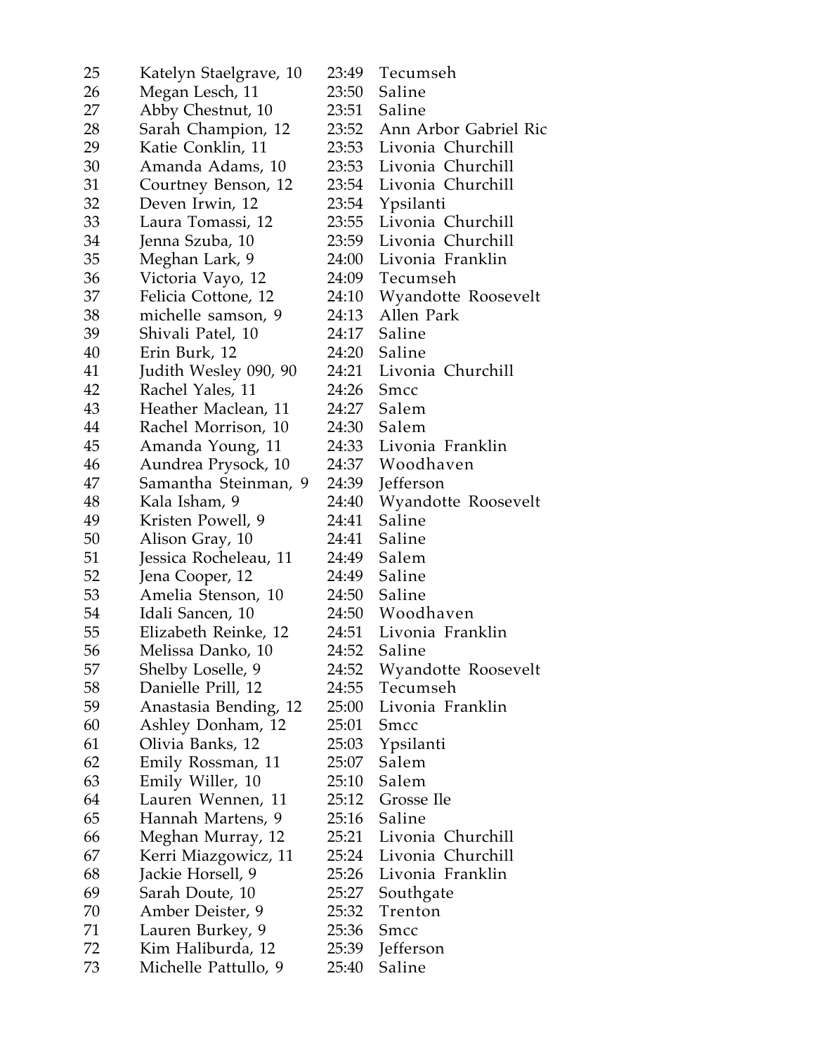| | | | |
|---|---|---|---|
| 25 | Katelyn Staelgrave, 10 | 23:49 | Tecumseh |
| 26 | Megan Lesch, 11 | 23:50 | Saline |
| 27 | Abby Chestnut, 10 | 23:51 | Saline |
| 28 | Sarah Champion, 12 | 23:52 | Ann Arbor Gabriel Ric |
| 29 | Katie Conklin, 11 | 23:53 | Livonia Churchill |
| 30 | Amanda Adams, 10 | 23:53 | Livonia Churchill |
| 31 | Courtney Benson, 12 | 23:54 | Livonia Churchill |
| 32 | Deven Irwin, 12 | 23:54 | Ypsilanti |
| 33 | Laura Tomassi, 12 | 23:55 | Livonia Churchill |
| 34 | Jenna Szuba, 10 | 23:59 | Livonia Churchill |
| 35 | Meghan Lark, 9 | 24:00 | Livonia Franklin |
| 36 | Victoria Vayo, 12 | 24:09 | Tecumseh |
| 37 | Felicia Cottone, 12 | 24:10 | Wyandotte Roosevelt |
| 38 | michelle samson, 9 | 24:13 | Allen Park |
| 39 | Shivali Patel, 10 | 24:17 | Saline |
| 40 | Erin Burk, 12 | 24:20 | Saline |
| 41 | Judith Wesley 090, 90 | 24:21 | Livonia Churchill |
| 42 | Rachel Yales, 11 | 24:26 | Smcc |
| 43 | Heather Maclean, 11 | 24:27 | Salem |
| 44 | Rachel Morrison, 10 | 24:30 | Salem |
| 45 | Amanda Young, 11 | 24:33 | Livonia Franklin |
| 46 | Aundrea Prysock, 10 | 24:37 | Woodhaven |
| 47 | Samantha Steinman, 9 | 24:39 | Jefferson |
| 48 | Kala Isham, 9 | 24:40 | Wyandotte Roosevelt |
| 49 | Kristen Powell, 9 | 24:41 | Saline |
| 50 | Alison Gray, 10 | 24:41 | Saline |
| 51 | Jessica Rocheleau, 11 | 24:49 | Salem |
| 52 | Jena Cooper, 12 | 24:49 | Saline |
| 53 | Amelia Stenson, 10 | 24:50 | Saline |
| 54 | Idali Sancen, 10 | 24:50 | Woodhaven |
| 55 | Elizabeth Reinke, 12 | 24:51 | Livonia Franklin |
| 56 | Melissa Danko, 10 | 24:52 | Saline |
| 57 | Shelby Loselle, 9 | 24:52 | Wyandotte Roosevelt |
| 58 | Danielle Prill, 12 | 24:55 | Tecumseh |
| 59 | Anastasia Bending, 12 | 25:00 | Livonia Franklin |
| 60 | Ashley Donham, 12 | 25:01 | Smcc |
| 61 | Olivia Banks, 12 | 25:03 | Ypsilanti |
| 62 | Emily Rossman, 11 | 25:07 | Salem |
| 63 | Emily Willer, 10 | 25:10 | Salem |
| 64 | Lauren Wennen, 11 | 25:12 | Grosse Ile |
| 65 | Hannah Martens, 9 | 25:16 | Saline |
| 66 | Meghan Murray, 12 | 25:21 | Livonia Churchill |
| 67 | Kerri Miazgowicz, 11 | 25:24 | Livonia Churchill |
| 68 | Jackie Horsell, 9 | 25:26 | Livonia Franklin |
| 69 | Sarah Doute, 10 | 25:27 | Southgate |
| 70 | Amber Deister, 9 | 25:32 | Trenton |
| 71 | Lauren Burkey, 9 | 25:36 | Smcc |
| 72 | Kim Haliburda, 12 | 25:39 | Jefferson |
| 73 | Michelle Pattullo, 9 | 25:40 | Saline |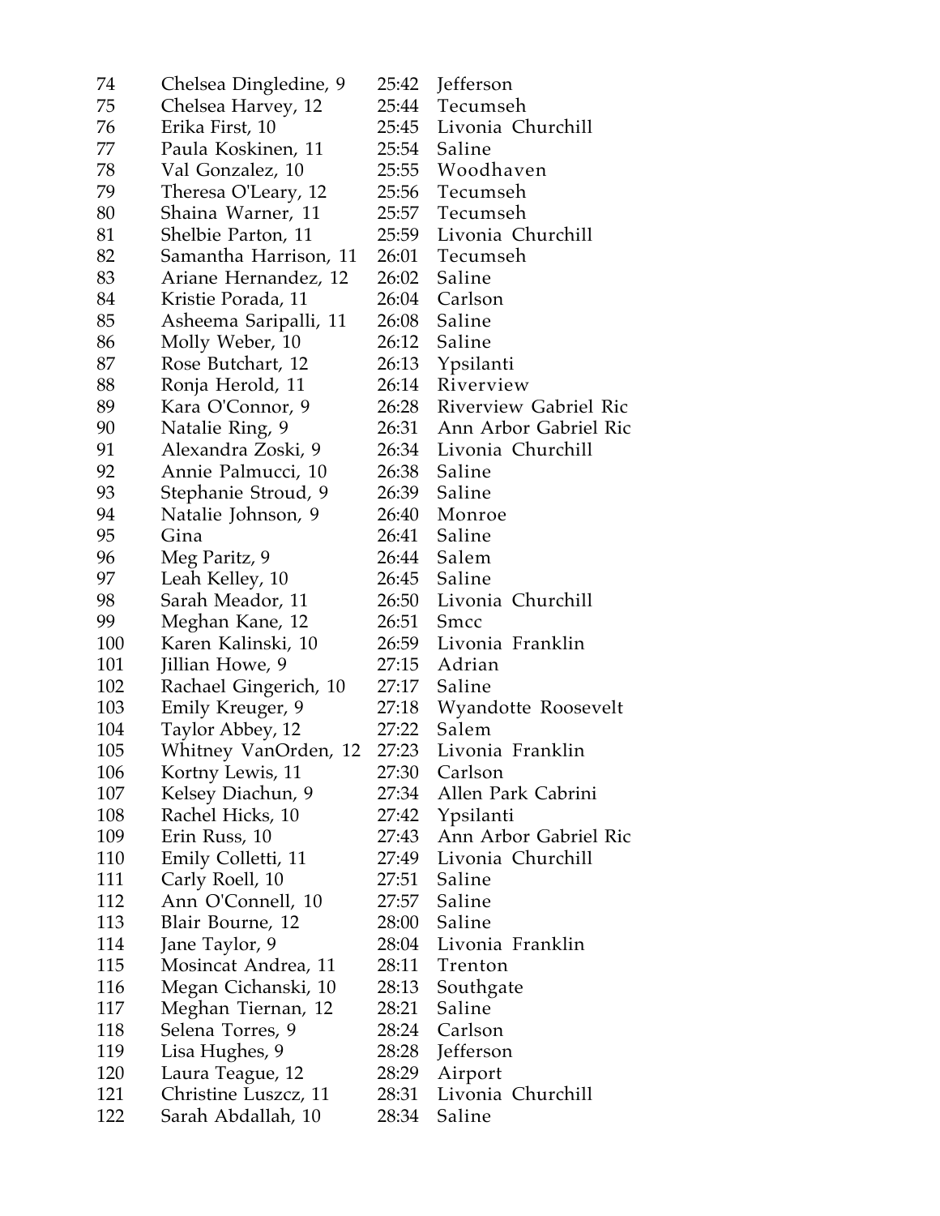| | | | |
|---|---|---|---|
| 74 | Chelsea Dingledine, 9 | 25:42 | Jefferson |
| 75 | Chelsea Harvey, 12 | 25:44 | Tecumseh |
| 76 | Erika First, 10 | 25:45 | Livonia Churchill |
| 77 | Paula Koskinen, 11 | 25:54 | Saline |
| 78 | Val Gonzalez, 10 | 25:55 | Woodhaven |
| 79 | Theresa O'Leary, 12 | 25:56 | Tecumseh |
| 80 | Shaina Warner, 11 | 25:57 | Tecumseh |
| 81 | Shelbie Parton, 11 | 25:59 | Livonia Churchill |
| 82 | Samantha Harrison, 11 | 26:01 | Tecumseh |
| 83 | Ariane Hernandez, 12 | 26:02 | Saline |
| 84 | Kristie Porada, 11 | 26:04 | Carlson |
| 85 | Asheema Saripalli, 11 | 26:08 | Saline |
| 86 | Molly Weber, 10 | 26:12 | Saline |
| 87 | Rose Butchart, 12 | 26:13 | Ypsilanti |
| 88 | Ronja Herold, 11 | 26:14 | Riverview |
| 89 | Kara O'Connor, 9 | 26:28 | Riverview Gabriel Ric |
| 90 | Natalie Ring, 9 | 26:31 | Ann Arbor Gabriel Ric |
| 91 | Alexandra Zoski, 9 | 26:34 | Livonia Churchill |
| 92 | Annie Palmucci, 10 | 26:38 | Saline |
| 93 | Stephanie Stroud, 9 | 26:39 | Saline |
| 94 | Natalie Johnson, 9 | 26:40 | Monroe |
| 95 | Gina | 26:41 | Saline |
| 96 | Meg Paritz, 9 | 26:44 | Salem |
| 97 | Leah Kelley, 10 | 26:45 | Saline |
| 98 | Sarah Meador, 11 | 26:50 | Livonia Churchill |
| 99 | Meghan Kane, 12 | 26:51 | Smcc |
| 100 | Karen Kalinski, 10 | 26:59 | Livonia Franklin |
| 101 | Jillian Howe, 9 | 27:15 | Adrian |
| 102 | Rachael Gingerich, 10 | 27:17 | Saline |
| 103 | Emily Kreuger, 9 | 27:18 | Wyandotte Roosevelt |
| 104 | Taylor Abbey, 12 | 27:22 | Salem |
| 105 | Whitney VanOrden, 12 | 27:23 | Livonia Franklin |
| 106 | Kortny Lewis, 11 | 27:30 | Carlson |
| 107 | Kelsey Diachun, 9 | 27:34 | Allen Park Cabrini |
| 108 | Rachel Hicks, 10 | 27:42 | Ypsilanti |
| 109 | Erin Russ, 10 | 27:43 | Ann Arbor Gabriel Ric |
| 110 | Emily Colletti, 11 | 27:49 | Livonia Churchill |
| 111 | Carly Roell, 10 | 27:51 | Saline |
| 112 | Ann O'Connell, 10 | 27:57 | Saline |
| 113 | Blair Bourne, 12 | 28:00 | Saline |
| 114 | Jane Taylor, 9 | 28:04 | Livonia Franklin |
| 115 | Mosincat Andrea, 11 | 28:11 | Trenton |
| 116 | Megan Cichanski, 10 | 28:13 | Southgate |
| 117 | Meghan Tiernan, 12 | 28:21 | Saline |
| 118 | Selena Torres, 9 | 28:24 | Carlson |
| 119 | Lisa Hughes, 9 | 28:28 | Jefferson |
| 120 | Laura Teague, 12 | 28:29 | Airport |
| 121 | Christine Luszcz, 11 | 28:31 | Livonia Churchill |
| 122 | Sarah Abdallah, 10 | 28:34 | Saline |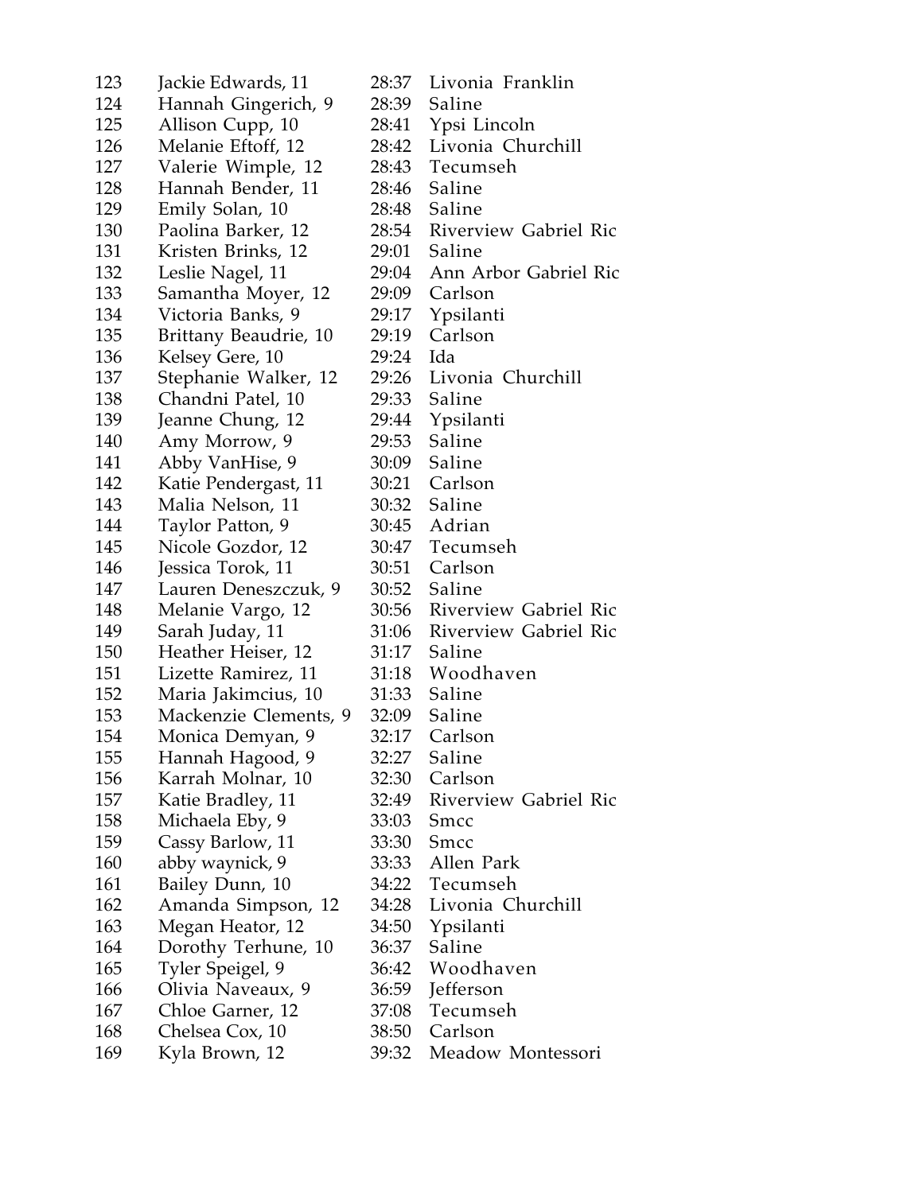| | | | |
|---|---|---|---|
| 123 | Jackie Edwards, 11 | 28:37 | Livonia Franklin |
| 124 | Hannah Gingerich, 9 | 28:39 | Saline |
| 125 | Allison Cupp, 10 | 28:41 | Ypsi Lincoln |
| 126 | Melanie Eftoff, 12 | 28:42 | Livonia Churchill |
| 127 | Valerie Wimple, 12 | 28:43 | Tecumseh |
| 128 | Hannah Bender, 11 | 28:46 | Saline |
| 129 | Emily Solan, 10 | 28:48 | Saline |
| 130 | Paolina Barker, 12 | 28:54 | Riverview Gabriel Ric |
| 131 | Kristen Brinks, 12 | 29:01 | Saline |
| 132 | Leslie Nagel, 11 | 29:04 | Ann Arbor Gabriel Ric |
| 133 | Samantha Moyer, 12 | 29:09 | Carlson |
| 134 | Victoria Banks, 9 | 29:17 | Ypsilanti |
| 135 | Brittany Beaudrie, 10 | 29:19 | Carlson |
| 136 | Kelsey Gere, 10 | 29:24 | Ida |
| 137 | Stephanie Walker, 12 | 29:26 | Livonia Churchill |
| 138 | Chandni Patel, 10 | 29:33 | Saline |
| 139 | Jeanne Chung, 12 | 29:44 | Ypsilanti |
| 140 | Amy Morrow, 9 | 29:53 | Saline |
| 141 | Abby VanHise, 9 | 30:09 | Saline |
| 142 | Katie Pendergast, 11 | 30:21 | Carlson |
| 143 | Malia Nelson, 11 | 30:32 | Saline |
| 144 | Taylor Patton, 9 | 30:45 | Adrian |
| 145 | Nicole Gozdor, 12 | 30:47 | Tecumseh |
| 146 | Jessica Torok, 11 | 30:51 | Carlson |
| 147 | Lauren Deneszczuk, 9 | 30:52 | Saline |
| 148 | Melanie Vargo, 12 | 30:56 | Riverview Gabriel Ric |
| 149 | Sarah Juday, 11 | 31:06 | Riverview Gabriel Ric |
| 150 | Heather Heiser, 12 | 31:17 | Saline |
| 151 | Lizette Ramirez, 11 | 31:18 | Woodhaven |
| 152 | Maria Jakimcius, 10 | 31:33 | Saline |
| 153 | Mackenzie Clements, 9 | 32:09 | Saline |
| 154 | Monica Demyan, 9 | 32:17 | Carlson |
| 155 | Hannah Hagood, 9 | 32:27 | Saline |
| 156 | Karrah Molnar, 10 | 32:30 | Carlson |
| 157 | Katie Bradley, 11 | 32:49 | Riverview Gabriel Ric |
| 158 | Michaela Eby, 9 | 33:03 | Smcc |
| 159 | Cassy Barlow, 11 | 33:30 | Smcc |
| 160 | abby waynick, 9 | 33:33 | Allen Park |
| 161 | Bailey Dunn, 10 | 34:22 | Tecumseh |
| 162 | Amanda Simpson, 12 | 34:28 | Livonia Churchill |
| 163 | Megan Heator, 12 | 34:50 | Ypsilanti |
| 164 | Dorothy Terhune, 10 | 36:37 | Saline |
| 165 | Tyler Speigel, 9 | 36:42 | Woodhaven |
| 166 | Olivia Naveaux, 9 | 36:59 | Jefferson |
| 167 | Chloe Garner, 12 | 37:08 | Tecumseh |
| 168 | Chelsea Cox, 10 | 38:50 | Carlson |
| 169 | Kyla Brown, 12 | 39:32 | Meadow Montessori |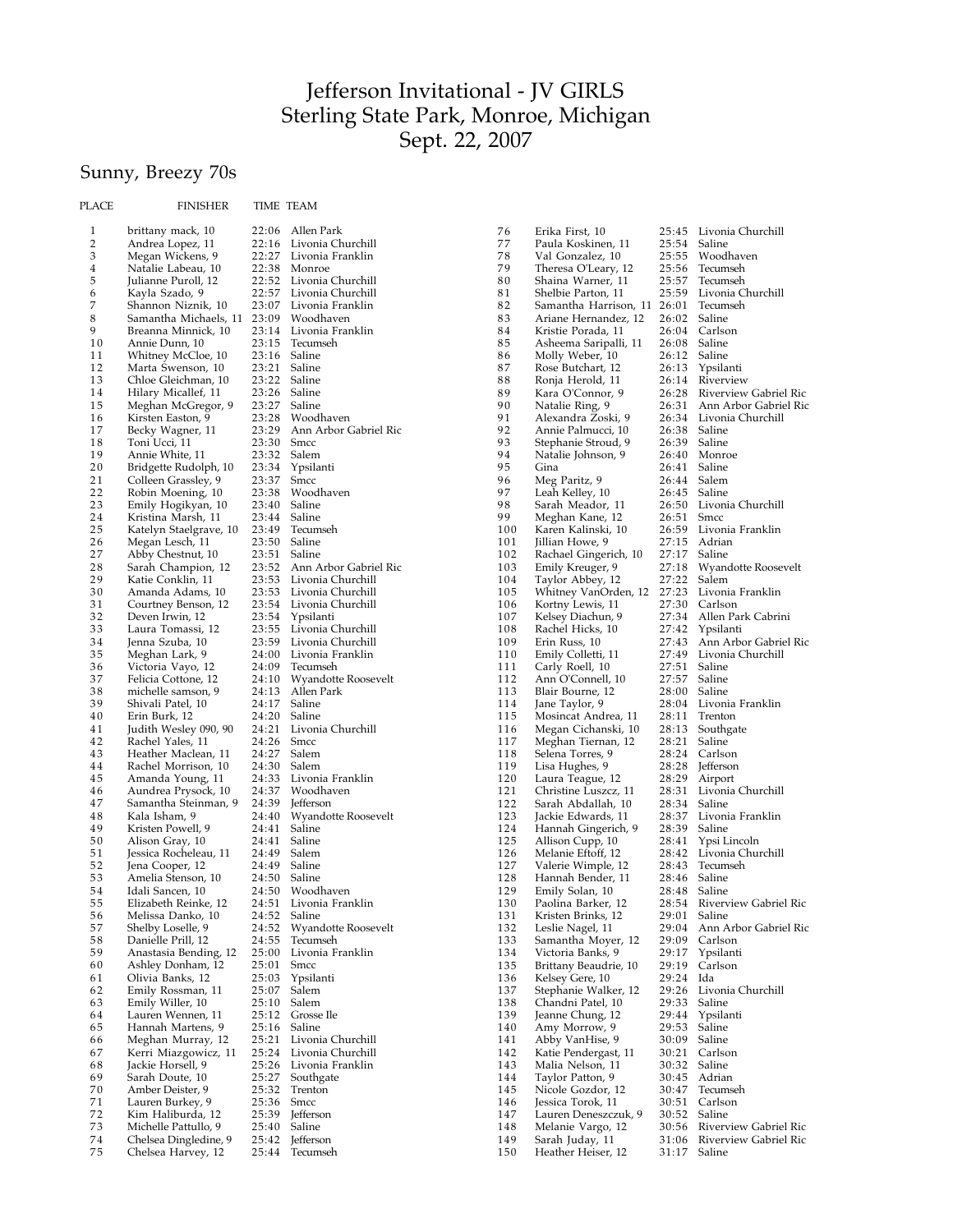# Jefferson Invitational - JV GIRLS
# Sterling State Park, Monroe, Michigan
# Sept. 22, 2007

## Sunny, Breezy 70s

| PLACE | FINISHER | TIME | TEAM |
|---|---|---|---|
| 1 | brittany mack, 10 | 22:06 | Allen Park |
| 2 | Andrea Lopez, 11 | 22:16 | Livonia Churchill |
| 3 | Megan Wickens, 9 | 22:27 | Livonia Franklin |
| 4 | Natalie Labeau, 10 | 22:38 | Monroe |
| 5 | Julianne Puroll, 12 | 22:52 | Livonia Churchill |
| 6 | Kayla Szado, 9 | 22:57 | Livonia Churchill |
| 7 | Shannon Niznik, 10 | 23:07 | Livonia Franklin |
| 8 | Samantha Michaels, 11 | 23:09 | Woodhaven |
| 9 | Breanna Minnick, 10 | 23:14 | Livonia Franklin |
| 10 | Annie Dunn, 10 | 23:15 | Tecumseh |
| 11 | Whitney McCloe, 10 | 23:16 | Saline |
| 12 | Marta Swenson, 10 | 23:21 | Saline |
| 13 | Chloe Gleichman, 10 | 23:22 | Saline |
| 14 | Hilary Micallef, 11 | 23:26 | Saline |
| 15 | Meghan McGregor, 9 | 23:27 | Saline |
| 16 | Kirsten Easton, 9 | 23:28 | Woodhaven |
| 17 | Becky Wagner, 11 | 23:29 | Ann Arbor Gabriel Ric |
| 18 | Toni Ucci, 11 | 23:30 | Smcc |
| 19 | Annie White, 11 | 23:32 | Salem |
| 20 | Bridgette Rudolph, 10 | 23:34 | Ypsilanti |
| 21 | Colleen Grassley, 9 | 23:37 | Smcc |
| 22 | Robin Moening, 10 | 23:38 | Woodhaven |
| 23 | Emily Hogikyan, 10 | 23:40 | Saline |
| 24 | Kristina Marsh, 11 | 23:44 | Saline |
| 25 | Katelyn Staelgrave, 10 | 23:49 | Tecumseh |
| 26 | Megan Lesch, 11 | 23:50 | Saline |
| 27 | Abby Chestnut, 10 | 23:51 | Saline |
| 28 | Sarah Champion, 12 | 23:52 | Ann Arbor Gabriel Ric |
| 29 | Katie Conklin, 11 | 23:53 | Livonia Churchill |
| 30 | Amanda Adams, 10 | 23:53 | Livonia Churchill |
| 31 | Courtney Benson, 12 | 23:54 | Livonia Churchill |
| 32 | Deven Irwin, 12 | 23:54 | Ypsilanti |
| 33 | Laura Tomassi, 12 | 23:55 | Livonia Churchill |
| 34 | Jenna Szuba, 10 | 23:59 | Livonia Churchill |
| 35 | Meghan Lark, 9 | 24:00 | Livonia Franklin |
| 36 | Victoria Vayo, 12 | 24:09 | Tecumseh |
| 37 | Felicia Cottone, 12 | 24:10 | Wyandotte Roosevelt |
| 38 | michelle samson, 9 | 24:13 | Allen Park |
| 39 | Shivali Patel, 10 | 24:17 | Saline |
| 40 | Erin Burk, 12 | 24:20 | Saline |
| 41 | Judith Wesley 090, 90 | 24:21 | Livonia Churchill |
| 42 | Rachel Yales, 11 | 24:26 | Smcc |
| 43 | Heather Maclean, 11 | 24:27 | Salem |
| 44 | Rachel Morrison, 10 | 24:30 | Salem |
| 45 | Amanda Young, 11 | 24:33 | Livonia Franklin |
| 46 | Aundrea Prysock, 10 | 24:37 | Woodhaven |
| 47 | Samantha Steinman, 9 | 24:39 | Jefferson |
| 48 | Kala Isham, 9 | 24:40 | Wyandotte Roosevelt |
| 49 | Kristen Powell, 9 | 24:41 | Saline |
| 50 | Alison Gray, 10 | 24:41 | Saline |
| 51 | Jessica Rocheleau, 11 | 24:49 | Salem |
| 52 | Jena Cooper, 12 | 24:49 | Saline |
| 53 | Amelia Stenson, 10 | 24:50 | Saline |
| 54 | Idali Sancen, 10 | 24:50 | Woodhaven |
| 55 | Elizabeth Reinke, 12 | 24:51 | Livonia Franklin |
| 56 | Melissa Danko, 10 | 24:52 | Saline |
| 57 | Shelby Loselle, 9 | 24:52 | Wyandotte Roosevelt |
| 58 | Danielle Prill, 12 | 24:55 | Tecumseh |
| 59 | Anastasia Bending, 12 | 25:00 | Livonia Franklin |
| 60 | Ashley Donham, 12 | 25:01 | Smcc |
| 61 | Olivia Banks, 12 | 25:03 | Ypsilanti |
| 62 | Emily Rossman, 11 | 25:07 | Salem |
| 63 | Emily Willer, 10 | 25:10 | Salem |
| 64 | Lauren Wennen, 11 | 25:12 | Grosse Ile |
| 65 | Hannah Martens, 9 | 25:16 | Saline |
| 66 | Meghan Murray, 12 | 25:21 | Livonia Churchill |
| 67 | Kerri Miazgowicz, 11 | 25:24 | Livonia Churchill |
| 68 | Jackie Horsell, 9 | 25:26 | Livonia Franklin |
| 69 | Sarah Doute, 10 | 25:27 | Southgate |
| 70 | Amber Deister, 9 | 25:32 | Trenton |
| 71 | Lauren Burkey, 9 | 25:36 | Smcc |
| 72 | Kim Haliburda, 12 | 25:39 | Jefferson |
| 73 | Michelle Pattullo, 9 | 25:40 | Saline |
| 74 | Chelsea Dingledine, 9 | 25:42 | Jefferson |
| 75 | Chelsea Harvey, 12 | 25:44 | Tecumseh |
| 76 | Erika First, 10 | 25:45 | Livonia Churchill |
| 77 | Paula Koskinen, 11 | 25:54 | Saline |
| 78 | Val Gonzalez, 10 | 25:55 | Woodhaven |
| 79 | Theresa O'Leary, 12 | 25:56 | Tecumseh |
| 80 | Shaina Warner, 11 | 25:57 | Tecumseh |
| 81 | Shelbie Parton, 11 | 25:59 | Livonia Churchill |
| 82 | Samantha Harrison, 11 | 26:01 | Tecumseh |
| 83 | Ariane Hernandez, 12 | 26:02 | Saline |
| 84 | Kristie Porada, 11 | 26:04 | Carlson |
| 85 | Asheema Saripalli, 11 | 26:08 | Saline |
| 86 | Molly Weber, 10 | 26:12 | Saline |
| 87 | Rose Butchart, 12 | 26:13 | Ypsilanti |
| 88 | Ronja Herold, 11 | 26:14 | Riverview |
| 89 | Kara O'Connor, 9 | 26:28 | Riverview Gabriel Ric |
| 90 | Natalie Ring, 9 | 26:31 | Ann Arbor Gabriel Ric |
| 91 | Alexandra Zoski, 9 | 26:34 | Livonia Churchill |
| 92 | Annie Palmucci, 10 | 26:38 | Saline |
| 93 | Stephanie Stroud, 9 | 26:39 | Saline |
| 94 | Natalie Johnson, 9 | 26:40 | Monroe |
| 95 | Gina | 26:41 | Saline |
| 96 | Meg Paritz, 9 | 26:44 | Salem |
| 97 | Leah Kelley, 10 | 26:45 | Saline |
| 98 | Sarah Meador, 11 | 26:50 | Livonia Churchill |
| 99 | Meghan Kane, 12 | 26:51 | Smcc |
| 100 | Karen Kalinski, 10 | 26:59 | Livonia Franklin |
| 101 | Jillian Howe, 9 | 27:15 | Adrian |
| 102 | Rachael Gingerich, 10 | 27:17 | Saline |
| 103 | Emily Kreuger, 9 | 27:18 | Wyandotte Roosevelt |
| 104 | Taylor Abbey, 12 | 27:22 | Salem |
| 105 | Whitney VanOrden, 12 | 27:23 | Livonia Franklin |
| 106 | Kortny Lewis, 11 | 27:30 | Carlson |
| 107 | Kelsey Diachun, 9 | 27:34 | Allen Park Cabrini |
| 108 | Rachel Hicks, 10 | 27:42 | Ypsilanti |
| 109 | Erin Russ, 10 | 27:43 | Ann Arbor Gabriel Ric |
| 110 | Emily Colletti, 11 | 27:49 | Livonia Churchill |
| 111 | Carly Roell, 10 | 27:51 | Saline |
| 112 | Ann O'Connell, 10 | 27:57 | Saline |
| 113 | Blair Bourne, 12 | 28:00 | Saline |
| 114 | Jane Taylor, 9 | 28:04 | Livonia Franklin |
| 115 | Mosincat Andrea, 11 | 28:11 | Trenton |
| 116 | Megan Cichanski, 10 | 28:13 | Southgate |
| 117 | Meghan Tiernan, 12 | 28:21 | Saline |
| 118 | Selena Torres, 9 | 28:24 | Carlson |
| 119 | Lisa Hughes, 9 | 28:28 | Jefferson |
| 120 | Laura Teague, 12 | 28:29 | Airport |
| 121 | Christine Luszcz, 11 | 28:31 | Livonia Churchill |
| 122 | Sarah Abdallah, 10 | 28:34 | Saline |
| 123 | Jackie Edwards, 11 | 28:37 | Livonia Franklin |
| 124 | Hannah Gingerich, 9 | 28:39 | Saline |
| 125 | Allison Cupp, 10 | 28:41 | Ypsi Lincoln |
| 126 | Melanie Eftoff, 12 | 28:42 | Livonia Churchill |
| 127 | Valerie Wimple, 12 | 28:43 | Tecumseh |
| 128 | Hannah Bender, 11 | 28:46 | Saline |
| 129 | Emily Solan, 10 | 28:48 | Saline |
| 130 | Paolina Barker, 12 | 28:54 | Riverview Gabriel Ric |
| 131 | Kristen Brinks, 12 | 29:01 | Saline |
| 132 | Leslie Nagel, 11 | 29:04 | Ann Arbor Gabriel Ric |
| 133 | Samantha Moyer, 12 | 29:09 | Carlson |
| 134 | Victoria Banks, 9 | 29:17 | Ypsilanti |
| 135 | Brittany Beaudrie, 10 | 29:19 | Carlson |
| 136 | Kelsey Gere, 10 | 29:24 | Ida |
| 137 | Stephanie Walker, 12 | 29:26 | Livonia Churchill |
| 138 | Chandni Patel, 10 | 29:33 | Saline |
| 139 | Jeanne Chung, 12 | 29:44 | Ypsilanti |
| 140 | Amy Morrow, 9 | 29:53 | Saline |
| 141 | Abby VanHise, 9 | 30:09 | Saline |
| 142 | Katie Pendergast, 11 | 30:21 | Carlson |
| 143 | Malia Nelson, 11 | 30:32 | Saline |
| 144 | Taylor Patton, 9 | 30:45 | Adrian |
| 145 | Nicole Gozdor, 12 | 30:47 | Tecumseh |
| 146 | Jessica Torok, 11 | 30:51 | Carlson |
| 147 | Lauren Deneszczuk, 9 | 30:52 | Saline |
| 148 | Melanie Vargo, 12 | 30:56 | Riverview Gabriel Ric |
| 149 | Sarah Juday, 11 | 31:06 | Riverview Gabriel Ric |
| 150 | Heather Heiser, 12 | 31:17 | Saline |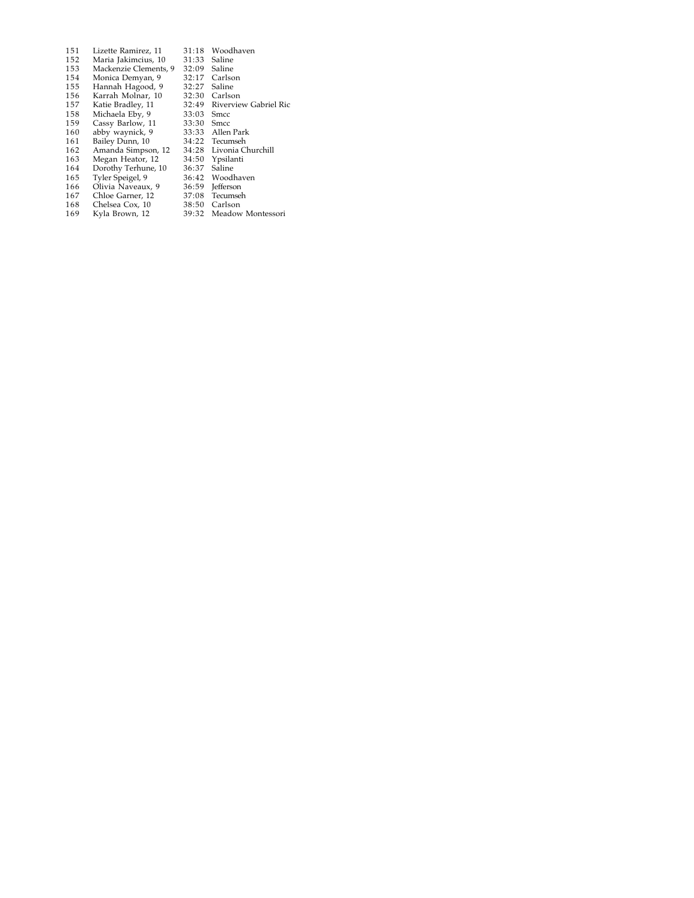| | | | |
|---|---|---|---|
| 151 | Lizette Ramirez, 11 | 31:18 | Woodhaven |
| 152 | Maria Jakimcius, 10 | 31:33 | Saline |
| 153 | Mackenzie Clements, 9 | 32:09 | Saline |
| 154 | Monica Demyan, 9 | 32:17 | Carlson |
| 155 | Hannah Hagood, 9 | 32:27 | Saline |
| 156 | Karrah Molnar, 10 | 32:30 | Carlson |
| 157 | Katie Bradley, 11 | 32:49 | Riverview Gabriel Ric |
| 158 | Michaela Eby, 9 | 33:03 | Smcc |
| 159 | Cassy Barlow, 11 | 33:30 | Smcc |
| 160 | abby waynick, 9 | 33:33 | Allen Park |
| 161 | Bailey Dunn, 10 | 34:22 | Tecumseh |
| 162 | Amanda Simpson, 12 | 34:28 | Livonia Churchill |
| 163 | Megan Heator, 12 | 34:50 | Ypsilanti |
| 164 | Dorothy Terhune, 10 | 36:37 | Saline |
| 165 | Tyler Speigel, 9 | 36:42 | Woodhaven |
| 166 | Olivia Naveaux, 9 | 36:59 | Jefferson |
| 167 | Chloe Garner, 12 | 37:08 | Tecumseh |
| 168 | Chelsea Cox, 10 | 38:50 | Carlson |
| 169 | Kyla Brown, 12 | 39:32 | Meadow Montessori |